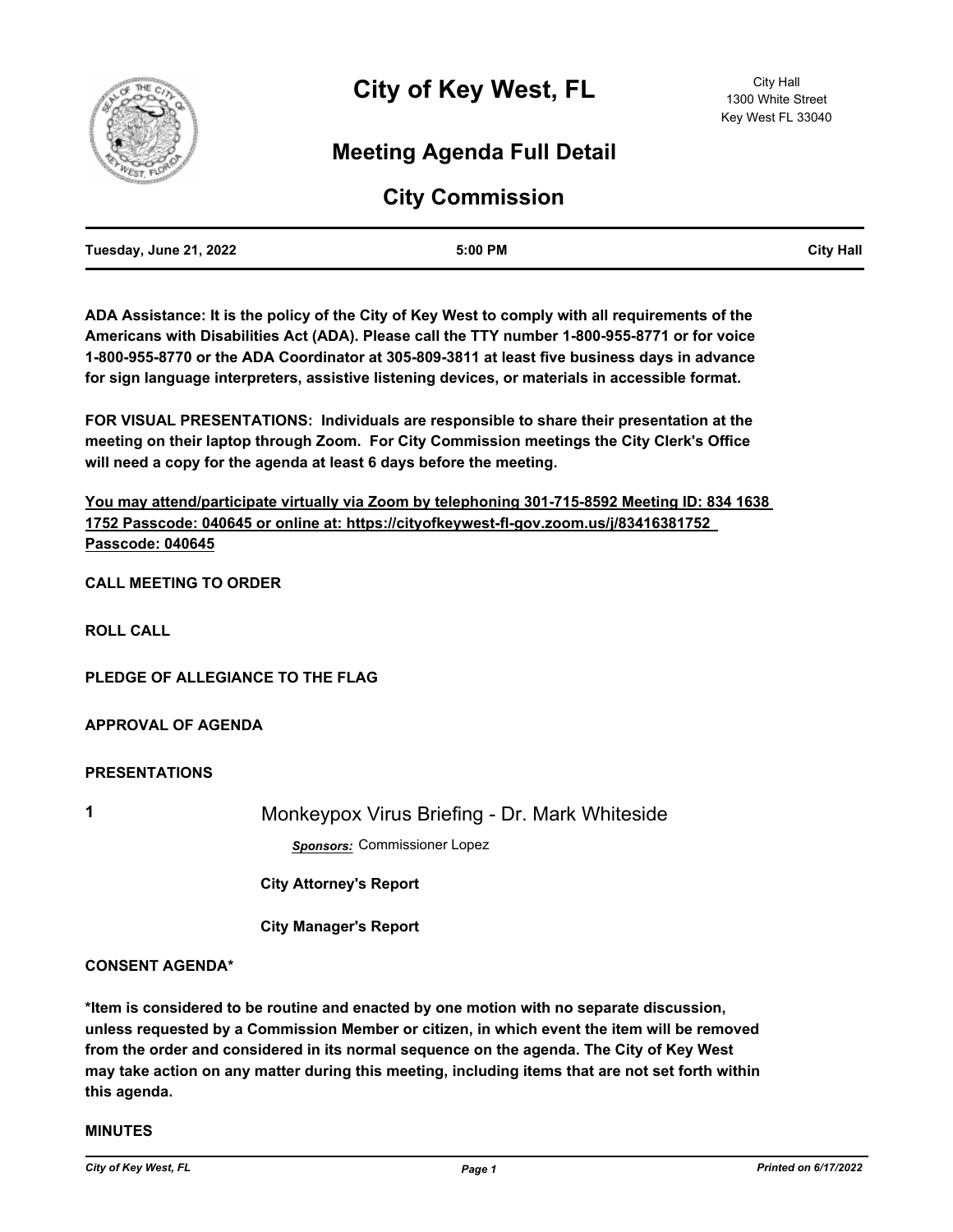# City of Key West, FL

City Hall
1300 White Street
Key West FL 33040

## Meeting Agenda Full Detail

## City Commission

| Tuesday, June 21, 2022 | 5:00 PM | City Hall |
|---|---|---|

**ADA Assistance: It is the policy of the City of Key West to comply with all requirements of the Americans with Disabilities Act (ADA). Please call the TTY number 1-800-955-8771 or for voice 1-800-955-8770 or the ADA Coordinator at 305-809-3811 at least five business days in advance for sign language interpreters, assistive listening devices, or materials in accessible format.**

**FOR VISUAL PRESENTATIONS: Individuals are responsible to share their presentation at the meeting on their laptop through Zoom. For City Commission meetings the City Clerk's Office will need a copy for the agenda at least 6 days before the meeting.**

**<u>You may attend/participate virtually via Zoom by telephoning 301-715-8592 Meeting ID: 834 1638 1752 Passcode: 040645 or online at: https://cityofkeywest-fl-gov.zoom.us/j/83416381752 Passcode: 040645</u>**

**CALL MEETING TO ORDER**

**ROLL CALL**

**PLEDGE OF ALLEGIANCE TO THE FLAG**

**APPROVAL OF AGENDA**

**PRESENTATIONS**

**1** Monkeypox Virus Briefing - Dr. Mark Whiteside

***Sponsors:*** Commissioner Lopez

**City Attorney's Report**

**City Manager's Report**

**CONSENT AGENDA***

**\*Item is considered to be routine and enacted by one motion with no separate discussion, unless requested by a Commission Member or citizen, in which event the item will be removed from the order and considered in its normal sequence on the agenda. The City of Key West may take action on any matter during this meeting, including items that are not set forth within this agenda.**

**MINUTES**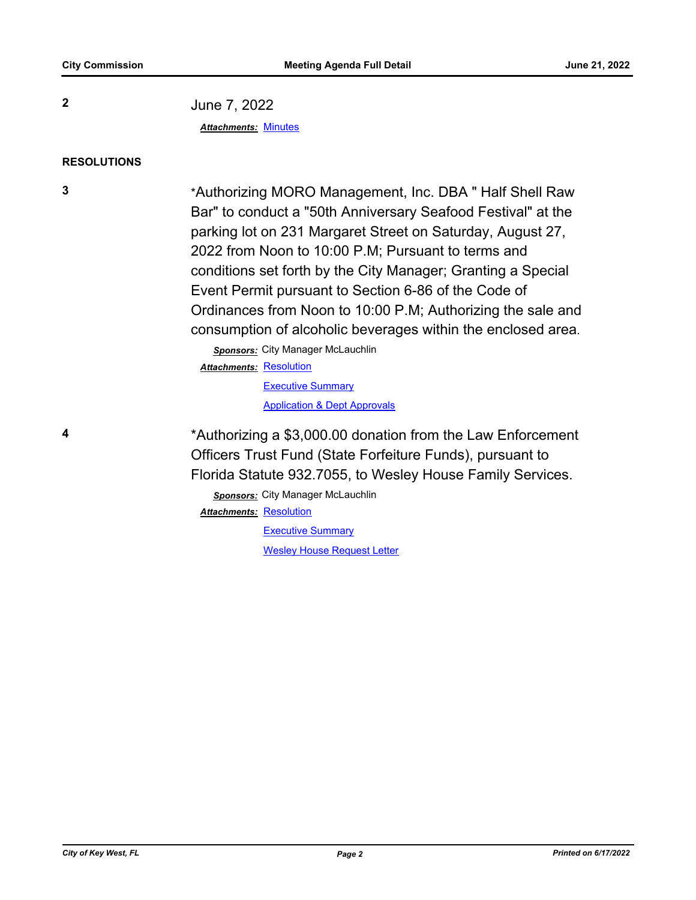**2** June 7, 2022

***Attachments:*** Minutes

## RESOLUTIONS

**3** *Authorizing MORO Management, Inc. DBA " Half Shell Raw Bar" to conduct a "50th Anniversary Seafood Festival" at the parking lot on 231 Margaret Street on Saturday, August 27, 2022 from Noon to 10:00 P.M; Pursuant to terms and conditions set forth by the City Manager; Granting a Special Event Permit pursuant to Section 6-86 of the Code of Ordinances from Noon to 10:00 P.M; Authorizing the sale and consumption of alcoholic beverages within the enclosed area.

***Sponsors:*** City Manager McLauchlin

***Attachments:*** Resolution
Executive Summary
Application & Dept Approvals

**4** *Authorizing a $3,000.00 donation from the Law Enforcement Officers Trust Fund (State Forfeiture Funds), pursuant to Florida Statute 932.7055, to Wesley House Family Services.

***Sponsors:*** City Manager McLauchlin

***Attachments:*** Resolution
Executive Summary
Wesley House Request Letter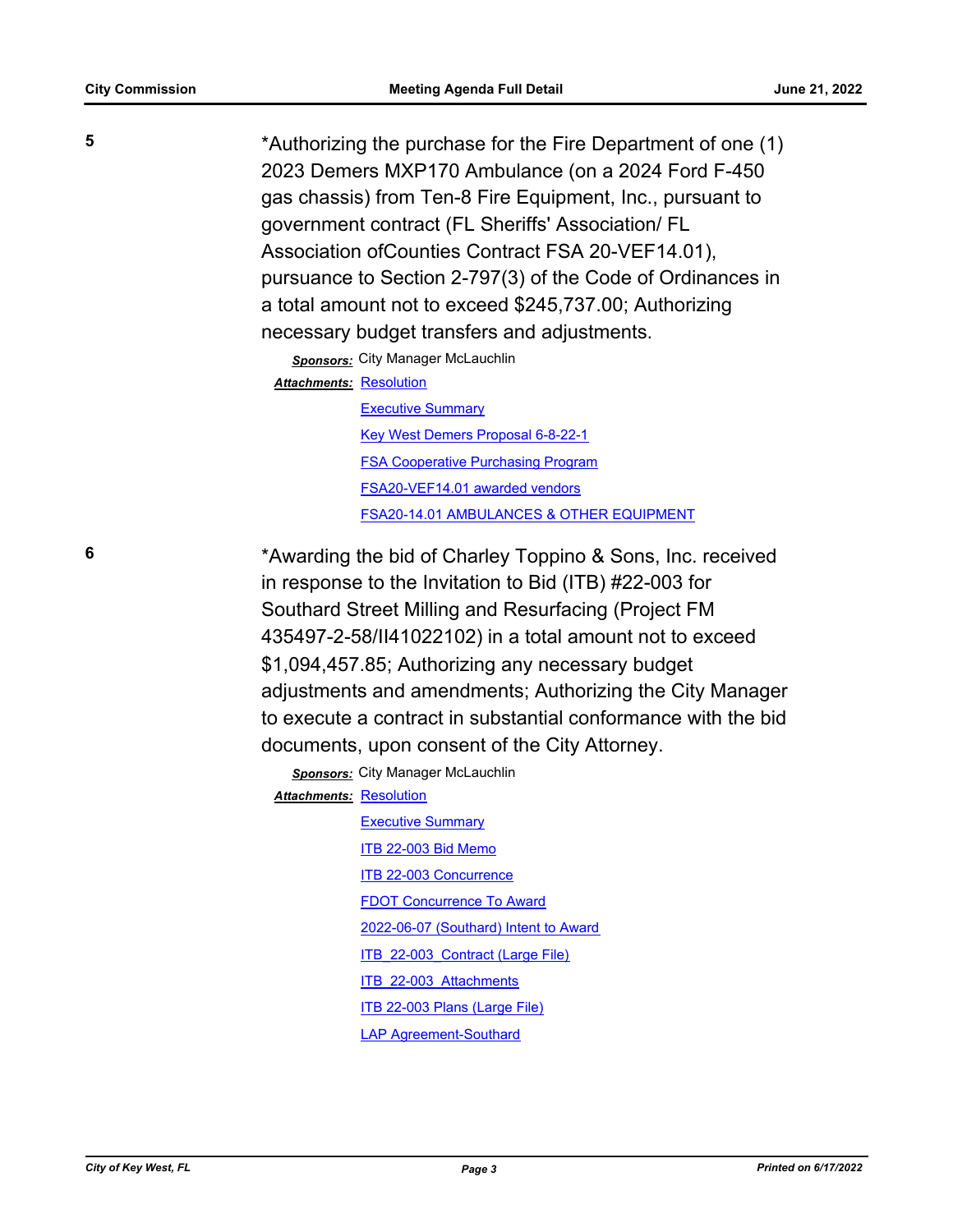5

*Authorizing the purchase for the Fire Department of one (1) 2023 Demers MXP170 Ambulance (on a 2024 Ford F-450 gas chassis) from Ten-8 Fire Equipment, Inc., pursuant to government contract (FL Sheriffs' Association/ FL Association ofCounties Contract FSA 20-VEF14.01), pursuance to Section 2-797(3) of the Code of Ordinances in a total amount not to exceed $245,737.00; Authorizing necessary budget transfers and adjustments.

***Sponsors:*** City Manager McLauchlin

***Attachments:*** Resolution
Executive Summary
Key West Demers Proposal 6-8-22-1
FSA Cooperative Purchasing Program
FSA20-VEF14.01 awarded vendors
FSA20-14.01 AMBULANCES & OTHER EQUIPMENT

6

*Awarding the bid of Charley Toppino & Sons, Inc. received in response to the Invitation to Bid (ITB) #22-003 for Southard Street Milling and Resurfacing (Project FM 435497-2-58/II41022102) in a total amount not to exceed $1,094,457.85; Authorizing any necessary budget adjustments and amendments; Authorizing the City Manager to execute a contract in substantial conformance with the bid documents, upon consent of the City Attorney.

***Sponsors:*** City Manager McLauchlin

***Attachments:*** Resolution
Executive Summary
ITB 22-003 Bid Memo
ITB 22-003 Concurrence
FDOT Concurrence To Award
2022-06-07 (Southard) Intent to Award
ITB_22-003_Contract (Large File)
ITB_22-003_Attachments
ITB 22-003 Plans (Large File)
LAP Agreement-Southard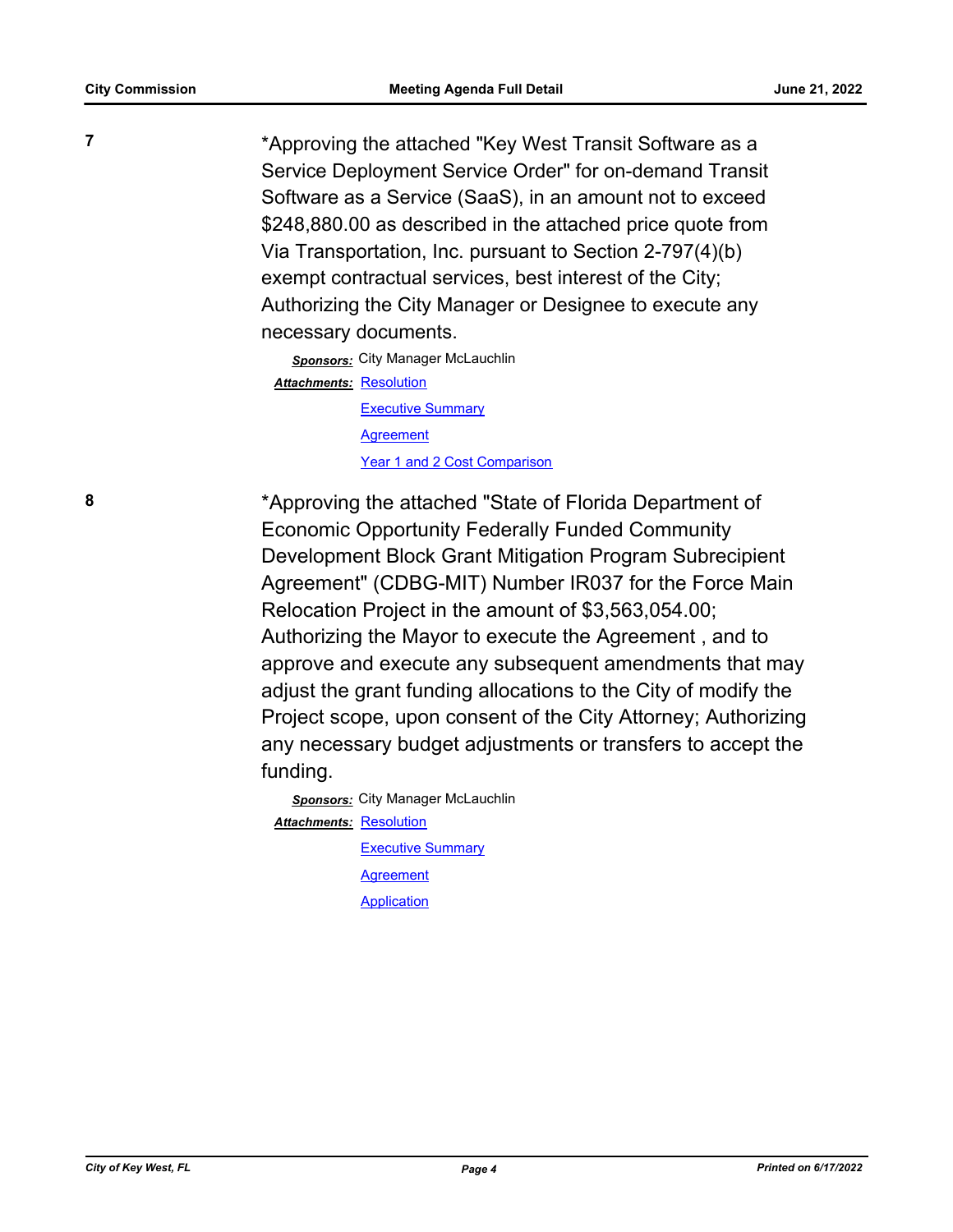**7**

*Approving the attached "Key West Transit Software as a Service Deployment Service Order" for on-demand Transit Software as a Service (SaaS), in an amount not to exceed $248,880.00 as described in the attached price quote from Via Transportation, Inc. pursuant to Section 2-797(4)(b) exempt contractual services, best interest of the City; Authorizing the City Manager or Designee to execute any necessary documents.

***Sponsors:*** City Manager McLauchlin

***Attachments:*** Resolution
Executive Summary
Agreement
Year 1 and 2 Cost Comparison

**8**

*Approving the attached "State of Florida Department of Economic Opportunity Federally Funded Community Development Block Grant Mitigation Program Subrecipient Agreement" (CDBG-MIT) Number IR037 for the Force Main Relocation Project in the amount of $3,563,054.00; Authorizing the Mayor to execute the Agreement , and to approve and execute any subsequent amendments that may adjust the grant funding allocations to the City of modify the Project scope, upon consent of the City Attorney; Authorizing any necessary budget adjustments or transfers to accept the funding.

***Sponsors:*** City Manager McLauchlin

***Attachments:*** Resolution
Executive Summary
Agreement
Application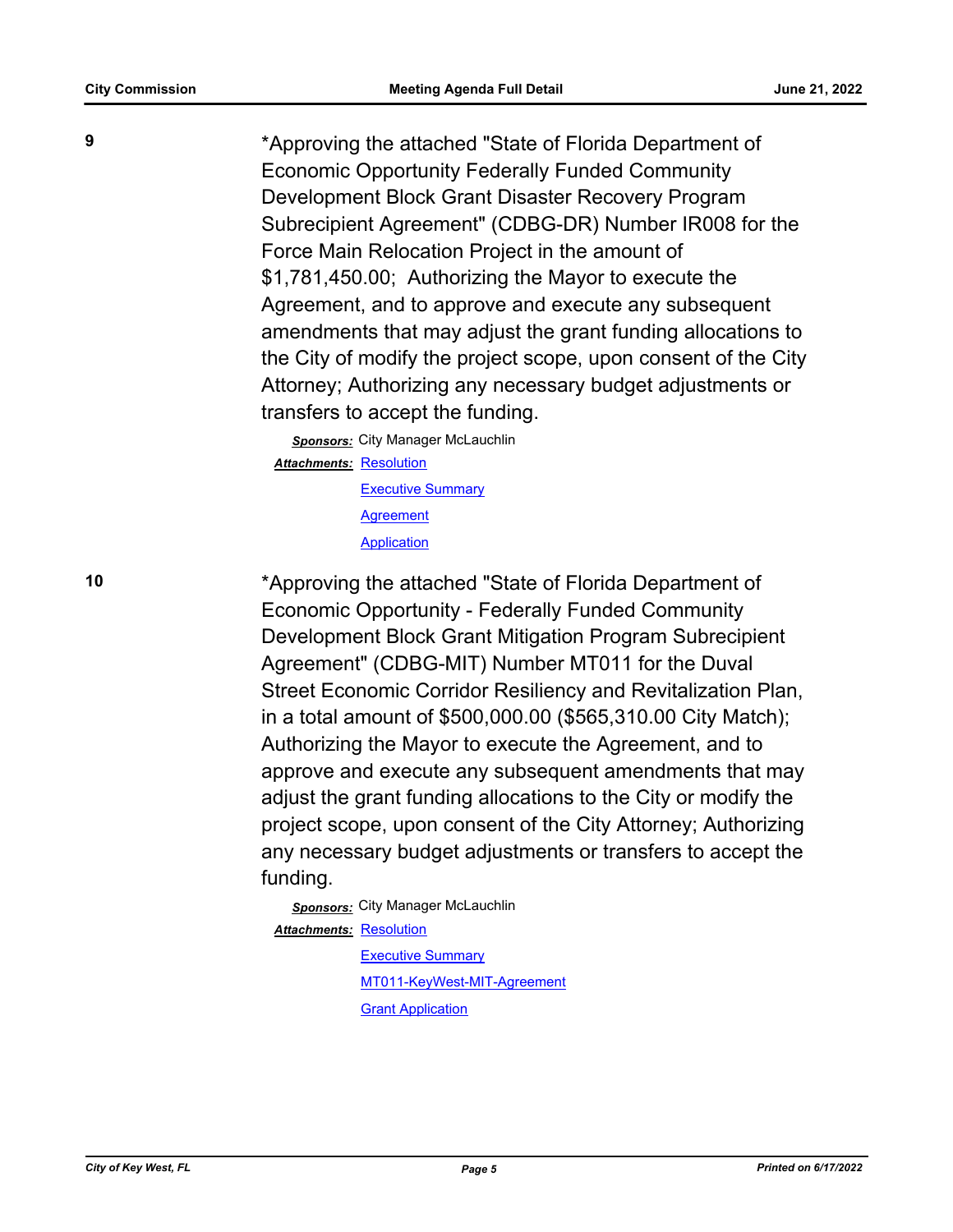**9**

*Approving the attached "State of Florida Department of Economic Opportunity Federally Funded Community Development Block Grant Disaster Recovery Program Subrecipient Agreement" (CDBG-DR) Number IR008 for the Force Main Relocation Project in the amount of $1,781,450.00;  Authorizing the Mayor to execute the Agreement, and to approve and execute any subsequent amendments that may adjust the grant funding allocations to the City of modify the project scope, upon consent of the City Attorney; Authorizing any necessary budget adjustments or transfers to accept the funding.

***Sponsors:*** City Manager McLauchlin

***Attachments:*** Resolution
Executive Summary
Agreement
Application

**10**

*Approving the attached "State of Florida Department of Economic Opportunity - Federally Funded Community Development Block Grant Mitigation Program Subrecipient Agreement" (CDBG-MIT) Number MT011 for the Duval Street Economic Corridor Resiliency and Revitalization Plan, in a total amount of $500,000.00 ($565,310.00 City Match); Authorizing the Mayor to execute the Agreement, and to approve and execute any subsequent amendments that may adjust the grant funding allocations to the City or modify the project scope, upon consent of the City Attorney; Authorizing any necessary budget adjustments or transfers to accept the funding.

***Sponsors:*** City Manager McLauchlin

***Attachments:*** Resolution
Executive Summary
MT011-KeyWest-MIT-Agreement
Grant Application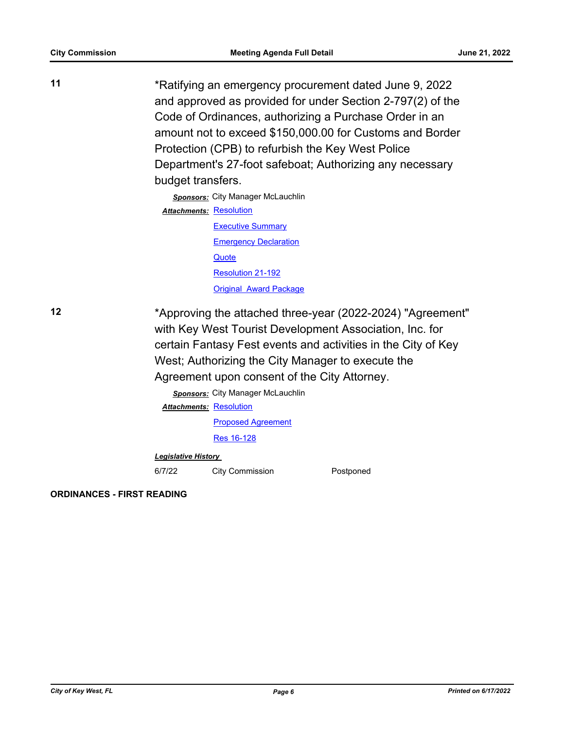**11**

*Ratifying an emergency procurement dated June 9, 2022 and approved as provided for under Section 2-797(2) of the Code of Ordinances, authorizing a Purchase Order in an amount not to exceed $150,000.00 for Customs and Border Protection (CPB) to refurbish the Key West Police Department's 27-foot safeboat; Authorizing any necessary budget transfers.

***Sponsors:*** City Manager McLauchlin

***Attachments:*** Resolution
Executive Summary
Emergency Declaration
Quote
Resolution 21-192
Original Award Package

**12**

*Approving the attached three-year (2022-2024) "Agreement" with Key West Tourist Development Association, Inc. for certain Fantasy Fest events and activities in the City of Key West; Authorizing the City Manager to execute the Agreement upon consent of the City Attorney.

***Sponsors:*** City Manager McLauchlin

***Attachments:*** Resolution
Proposed Agreement
Res 16-128

***Legislative History***

| | | |
|---|---|---|
| 6/7/22 | City Commission | Postponed |

**ORDINANCES - FIRST READING**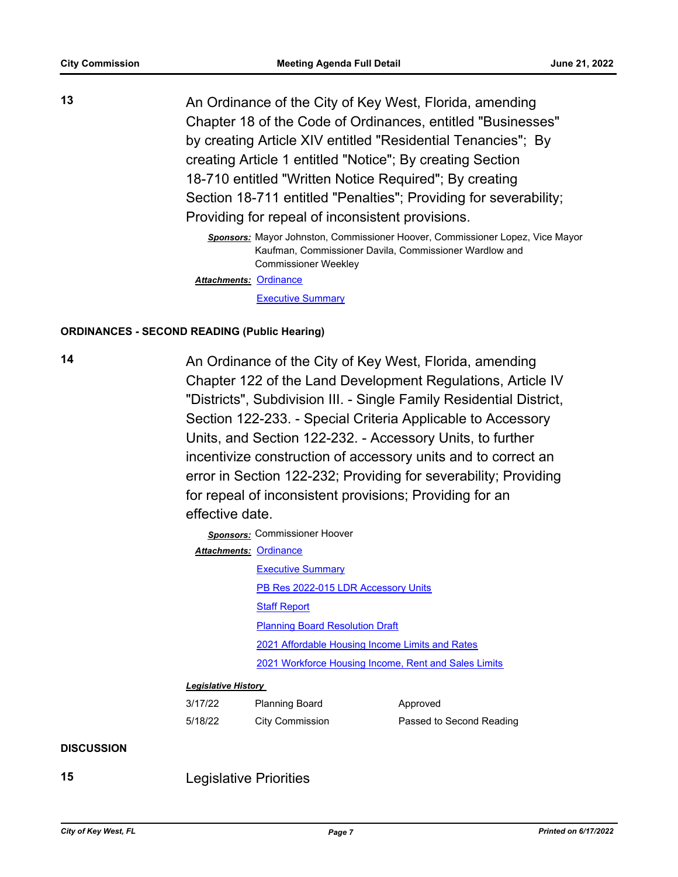**13**

An Ordinance of the City of Key West, Florida, amending Chapter 18 of the Code of Ordinances, entitled "Businesses" by creating Article XIV entitled "Residential Tenancies"; By creating Article 1 entitled "Notice"; By creating Section 18-710 entitled "Written Notice Required"; By creating Section 18-711 entitled "Penalties"; Providing for severability; Providing for repeal of inconsistent provisions.

***Sponsors:*** Mayor Johnston, Commissioner Hoover, Commissioner Lopez, Vice Mayor Kaufman, Commissioner Davila, Commissioner Wardlow and Commissioner Weekley

***Attachments:*** Ordinance
Executive Summary

## ORDINANCES - SECOND READING (Public Hearing)

**14**

An Ordinance of the City of Key West, Florida, amending Chapter 122 of the Land Development Regulations, Article IV "Districts", Subdivision III. - Single Family Residential District, Section 122-233. - Special Criteria Applicable to Accessory Units, and Section 122-232. - Accessory Units, to further incentivize construction of accessory units and to correct an error in Section 122-232; Providing for severability; Providing for repeal of inconsistent provisions; Providing for an effective date.

***Sponsors:*** Commissioner Hoover

***Attachments:*** Ordinance
Executive Summary
PB Res 2022-015 LDR Accessory Units
Staff Report
Planning Board Resolution Draft
2021 Affordable Housing Income Limits and Rates
2021 Workforce Housing Income, Rent and Sales Limits

***Legislative History***

| | | |
|---|---|---|
| 3/17/22 | Planning Board | Approved |
| 5/18/22 | City Commission | Passed to Second Reading |

## DISCUSSION

**15**

Legislative Priorities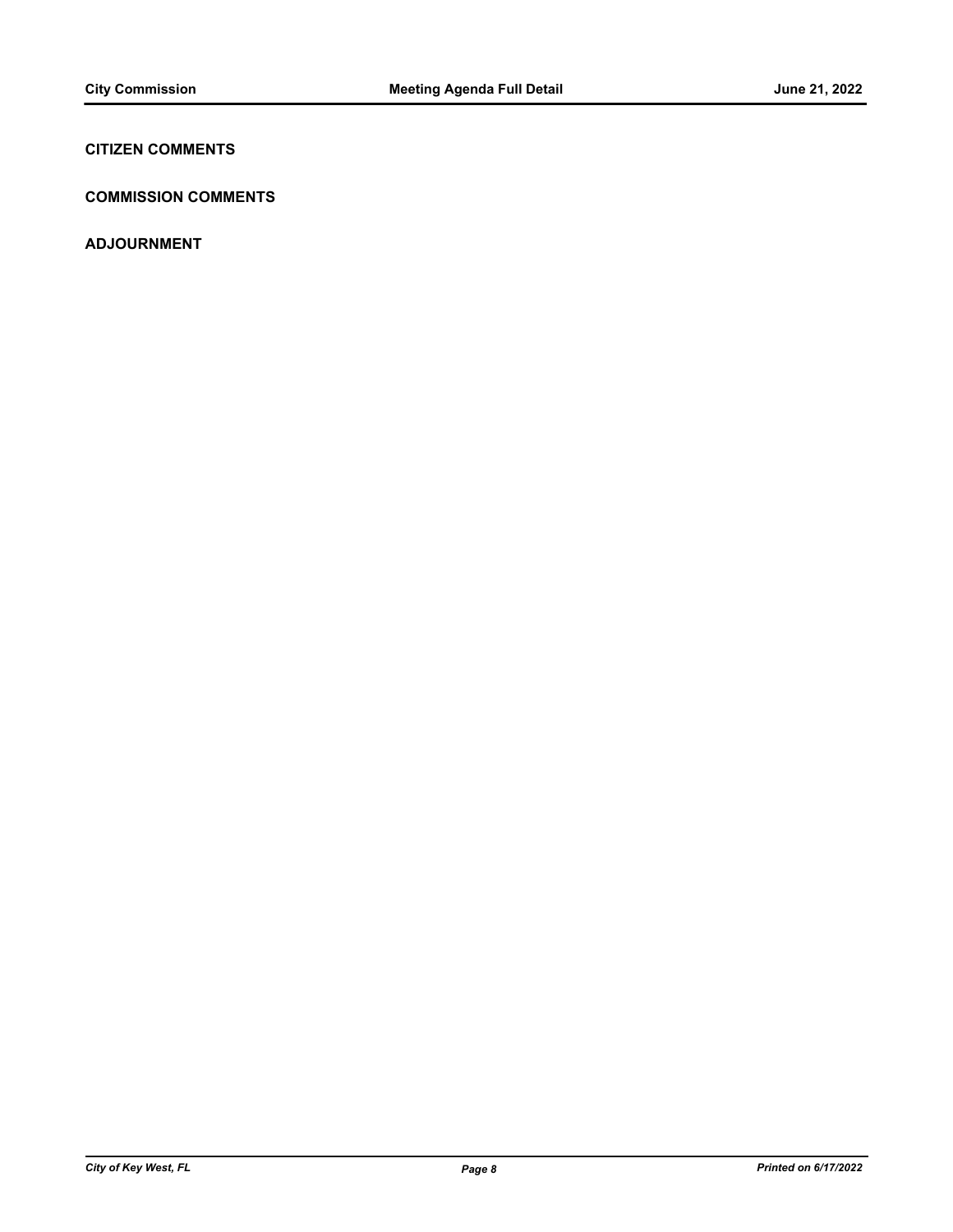**CITIZEN COMMENTS**

**COMMISSION COMMENTS**

**ADJOURNMENT**